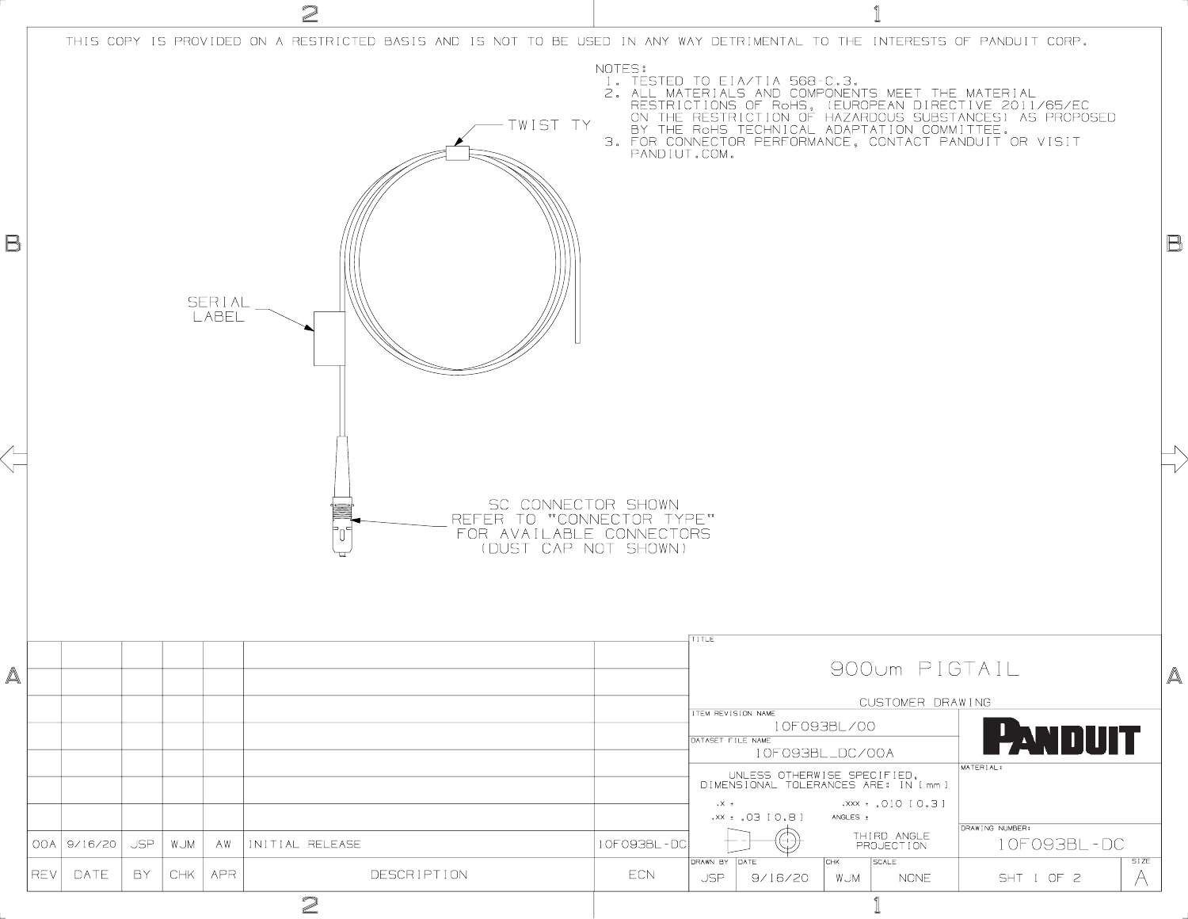THIS COPY IS PROVIDED ON A RESTRICTED BASIS AND IS NOT TO BE USED IN ANY WAY DETRIMENTAL TO THE INTERESTS OF PANDUIT CORP.

NOTES:

1. TESTED TO EIA/TIA 568-C.3.
2. ALL MATERIALS AND COMPONENTS MEET THE MATERIAL RESTRICTIONS OF RoHS, (EUROPEAN DIRECTIVE 2011/65/EC ON THE RESTRICTION OF HAZARDOUS SUBSTANCES) AS PROPOSED BY THE RoHS TECHNICAL ADAPTATION COMMITTEE.
3. FOR CONNECTOR PERFORMANCE, CONTACT PANDUIT OR VISIT PANDIUT.COM.

TWIST TY

SERIAL LABEL

SC CONNECTOR SHOWN
REFER TO "CONNECTOR TYPE"
FOR AVAILABLE CONNECTORS
(DUST CAP NOT SHOWN)

| REV | DATE | BY | CHK | APR | DESCRIPTION | ECN |
|---|---|---|---|---|---|---|
| 00A | 9/16/20 | JSP | WJM | AW | INITIAL RELEASE | 10F093BL-DC |

TITLE: 900um PIGTAIL

CUSTOMER DRAWING

ITEM REVISION NAME: 10F093BL/00

DATASET FILE NAME: 10F093BL_DC/00A

PANDUIT

UNLESS OTHERWISE SPECIFIED, DIMENSIONAL TOLERANCES ARE: IN [mm]

.X ±

.XX ± .03 [0.8]

.XXX ± .010 [0.3]

ANGLES ±

THIRD ANGLE PROJECTION

MATERIAL:

DRAWING NUMBER: 10F093BL-DC

| DRAWN BY | DATE | CHK | SCALE | | SIZE |
|---|---|---|---|---|---|
| JSP | 9/16/20 | WJM | NONE | SHT 1 OF 2 | A |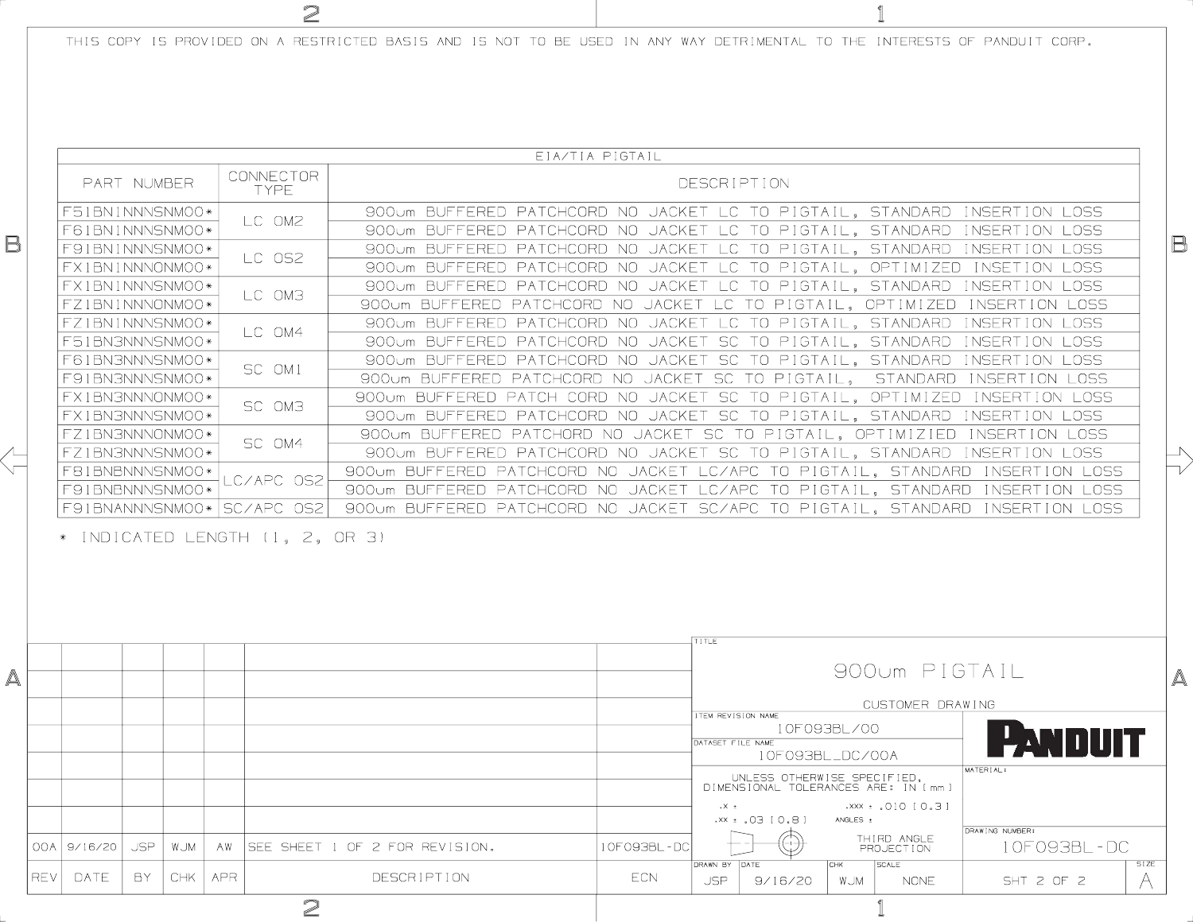THIS COPY IS PROVIDED ON A RESTRICTED BASIS AND IS NOT TO BE USED IN ANY WAY DETRIMENTAL TO THE INTERESTS OF PANDUIT CORP.

| EIA/TIA PIGTAIL | | |
|---|---|---|
| PART NUMBER | CONNECTOR TYPE | DESCRIPTION |
| F51BN1NNNSNM00* | LC OM2 | 900um BUFFERED PATCHCORD NO JACKET LC TO PIGTAIL, STANDARD INSERTION LOSS |
| F61BN1NNNSNM00* | | 900um BUFFERED PATCHCORD NO JACKET LC TO PIGTAIL, STANDARD INSERTION LOSS |
| F91BN1NNNSNM00* | LC OS2 | 900um BUFFERED PATCHCORD NO JACKET LC TO PIGTAIL, STANDARD INSERTION LOSS |
| FX1BN1NNNONM00* | | 900um BUFFERED PATCHCORD NO JACKET LC TO PIGTAIL, OPTIMIZED INSETION LOSS |
| FX1BN1NNNSNM00* | LC OM3 | 900um BUFFERED PATCHCORD NO JACKET LC TO PIGTAIL, STANDARD INSERTION LOSS |
| FZ1BN1NNNONM00* | | 900um BUFFERED PATCHCORD NO JACKET LC TO PIGTAIL, OPTIMIZED INSERTION LOSS |
| FZ1BN1NNNSNM00* | LC OM4 | 900um BUFFERED PATCHCORD NO JACKET LC TO PIGTAIL, STANDARD INSERTION LOSS |
| F51BN3NNNSNM00* | | 900um BUFFERED PATCHCORD NO JACKET SC TO PIGTAIL, STANDARD INSERTION LOSS |
| F61BN3NNNSNM00* | SC OM1 | 900um BUFFERED PATCHCORD NO JACKET SC TO PIGTAIL, STANDARD INSERTION LOSS |
| F91BN3NNNSNM00* | | 900um BUFFERED PATCHCORD NO JACKET SC TO PIGTAIL, STANDARD INSERTION LOSS |
| FX1BN3NNNONM00* | SC OM3 | 900um BUFFERED PATCH CORD NO JACKET SC TO PIGTAIL, OPTIMIZED INSERTION LOSS |
| FX1BN3NNNSNM00* | | 900um BUFFERED PATCHCORD NO JACKET SC TO PIGTAIL, STANDARD INSERTION LOSS |
| FZ1BN3NNNONM00* | SC OM4 | 900um BUFFERED PATCHORD NO JACKET SC TO PIGTAIL, OPTIMIZIED INSERTION LOSS |
| FZ1BN3NNNSNM00* | | 900um BUFFERED PATCHCORD NO JACKET SC TO PIGTAIL, STANDARD INSERTION LOSS |
| F81BNBNNNSNM00* | LC/APC OS2 | 900um BUFFERED PATCHCORD NO JACKET LC/APC TO PIGTAIL, STANDARD INSERTION LOSS |
| F91BNBNNNSNM00* | | 900um BUFFERED PATCHCORD NO JACKET LC/APC TO PIGTAIL, STANDARD INSERTION LOSS |
| F91BNANNNSNM00* | SC/APC OS2 | 900um BUFFERED PATCHCORD NO JACKET SC/APC TO PIGTAIL, STANDARD INSERTION LOSS |

\* INDICATED LENGTH (1, 2, OR 3)

| REV | DATE | BY | CHK | APR | DESCRIPTION | ECN |
|---|---|---|---|---|---|---|
| 00A | 9/16/20 | JSP | WJM | AW | SEE SHEET 1 OF 2 FOR REVISION. | 10F093BL-DC |

TITLE: 900um PIGTAIL

CUSTOMER DRAWING

ITEM REVISION NAME: 10F093BL/00

DATASET FILE NAME: 10F093BL_DC/00A

PANDUIT

UNLESS OTHERWISE SPECIFIED, DIMENSIONAL TOLERANCES ARE: IN [mm]

.X ±
.XX ± .03 [0.8]
.XXX ± .010 [0.3]
ANGLES ±

THIRD ANGLE PROJECTION

MATERIAL:

DRAWING NUMBER: 10F093BL-DC

| DRAWN BY | DATE | CHK | SCALE | | SIZE |
|---|---|---|---|---|---|
| JSP | 9/16/20 | WJM | NONE | SHT 2 OF 2 | A |